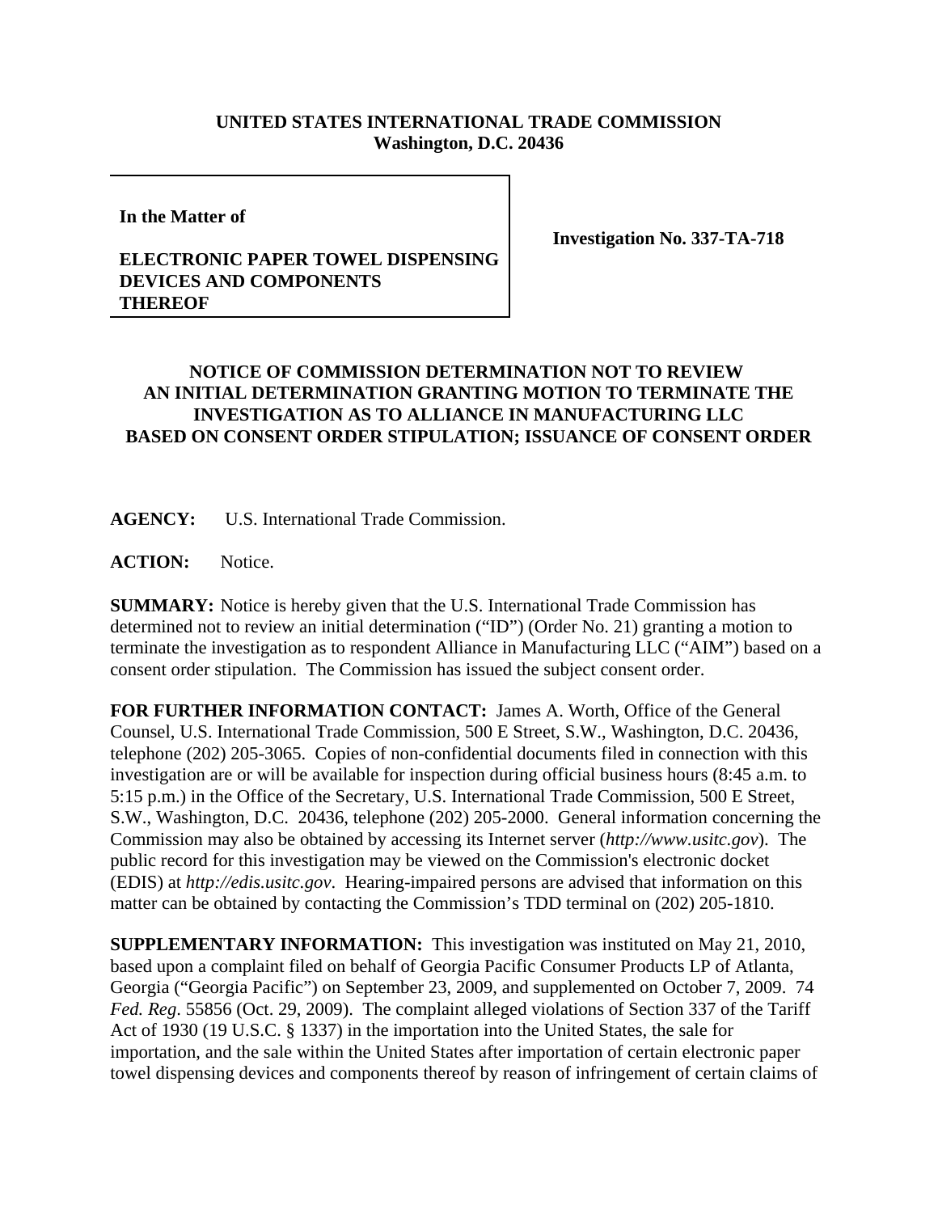**UNITED STATES INTERNATIONAL TRADE COMMISSION**
**Washington, D.C. 20436**

**In the Matter of**

**ELECTRONIC PAPER TOWEL DISPENSING DEVICES AND COMPONENTS THEREOF**

**Investigation No. 337-TA-718**

**NOTICE OF COMMISSION DETERMINATION NOT TO REVIEW AN INITIAL DETERMINATION GRANTING MOTION TO TERMINATE THE INVESTIGATION AS TO ALLIANCE IN MANUFACTURING LLC BASED ON CONSENT ORDER STIPULATION; ISSUANCE OF CONSENT ORDER**

**AGENCY:** U.S. International Trade Commission.

**ACTION:** Notice.

**SUMMARY:** Notice is hereby given that the U.S. International Trade Commission has determined not to review an initial determination ("ID") (Order No. 21) granting a motion to terminate the investigation as to respondent Alliance in Manufacturing LLC ("AIM") based on a consent order stipulation. The Commission has issued the subject consent order.

**FOR FURTHER INFORMATION CONTACT:** James A. Worth, Office of the General Counsel, U.S. International Trade Commission, 500 E Street, S.W., Washington, D.C. 20436, telephone (202) 205-3065. Copies of non-confidential documents filed in connection with this investigation are or will be available for inspection during official business hours (8:45 a.m. to 5:15 p.m.) in the Office of the Secretary, U.S. International Trade Commission, 500 E Street, S.W., Washington, D.C. 20436, telephone (202) 205-2000. General information concerning the Commission may also be obtained by accessing its Internet server (*http://www.usitc.gov*). The public record for this investigation may be viewed on the Commission's electronic docket (EDIS) at *http://edis.usitc.gov*. Hearing-impaired persons are advised that information on this matter can be obtained by contacting the Commission's TDD terminal on (202) 205-1810.

**SUPPLEMENTARY INFORMATION:** This investigation was instituted on May 21, 2010, based upon a complaint filed on behalf of Georgia Pacific Consumer Products LP of Atlanta, Georgia ("Georgia Pacific") on September 23, 2009, and supplemented on October 7, 2009. 74 *Fed. Reg*. 55856 (Oct. 29, 2009). The complaint alleged violations of Section 337 of the Tariff Act of 1930 (19 U.S.C. § 1337) in the importation into the United States, the sale for importation, and the sale within the United States after importation of certain electronic paper towel dispensing devices and components thereof by reason of infringement of certain claims of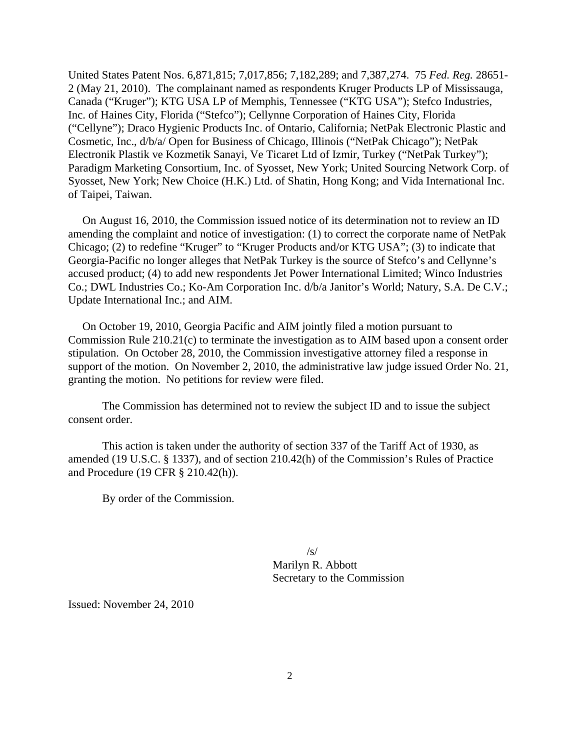United States Patent Nos. 6,871,815; 7,017,856; 7,182,289; and 7,387,274. 75 *Fed. Reg.* 28651-2 (May 21, 2010). The complainant named as respondents Kruger Products LP of Mississauga, Canada ("Kruger"); KTG USA LP of Memphis, Tennessee ("KTG USA"); Stefco Industries, Inc. of Haines City, Florida ("Stefco"); Cellynne Corporation of Haines City, Florida ("Cellyne"); Draco Hygienic Products Inc. of Ontario, California; NetPak Electronic Plastic and Cosmetic, Inc., d/b/a/ Open for Business of Chicago, Illinois ("NetPak Chicago"); NetPak Electronik Plastik ve Kozmetik Sanayi, Ve Ticaret Ltd of Izmir, Turkey ("NetPak Turkey"); Paradigm Marketing Consortium, Inc. of Syosset, New York; United Sourcing Network Corp. of Syosset, New York; New Choice (H.K.) Ltd. of Shatin, Hong Kong; and Vida International Inc. of Taipei, Taiwan.

On August 16, 2010, the Commission issued notice of its determination not to review an ID amending the complaint and notice of investigation: (1) to correct the corporate name of NetPak Chicago; (2) to redefine "Kruger" to "Kruger Products and/or KTG USA"; (3) to indicate that Georgia-Pacific no longer alleges that NetPak Turkey is the source of Stefco's and Cellynne's accused product; (4) to add new respondents Jet Power International Limited; Winco Industries Co.; DWL Industries Co.; Ko-Am Corporation Inc. d/b/a Janitor's World; Natury, S.A. De C.V.; Update International Inc.; and AIM.

On October 19, 2010, Georgia Pacific and AIM jointly filed a motion pursuant to Commission Rule 210.21(c) to terminate the investigation as to AIM based upon a consent order stipulation. On October 28, 2010, the Commission investigative attorney filed a response in support of the motion. On November 2, 2010, the administrative law judge issued Order No. 21, granting the motion. No petitions for review were filed.

The Commission has determined not to review the subject ID and to issue the subject consent order.

This action is taken under the authority of section 337 of the Tariff Act of 1930, as amended (19 U.S.C. § 1337), and of section 210.42(h) of the Commission's Rules of Practice and Procedure (19 CFR § 210.42(h)).

By order of the Commission.

/s/
Marilyn R. Abbott
Secretary to the Commission

Issued: November 24, 2010